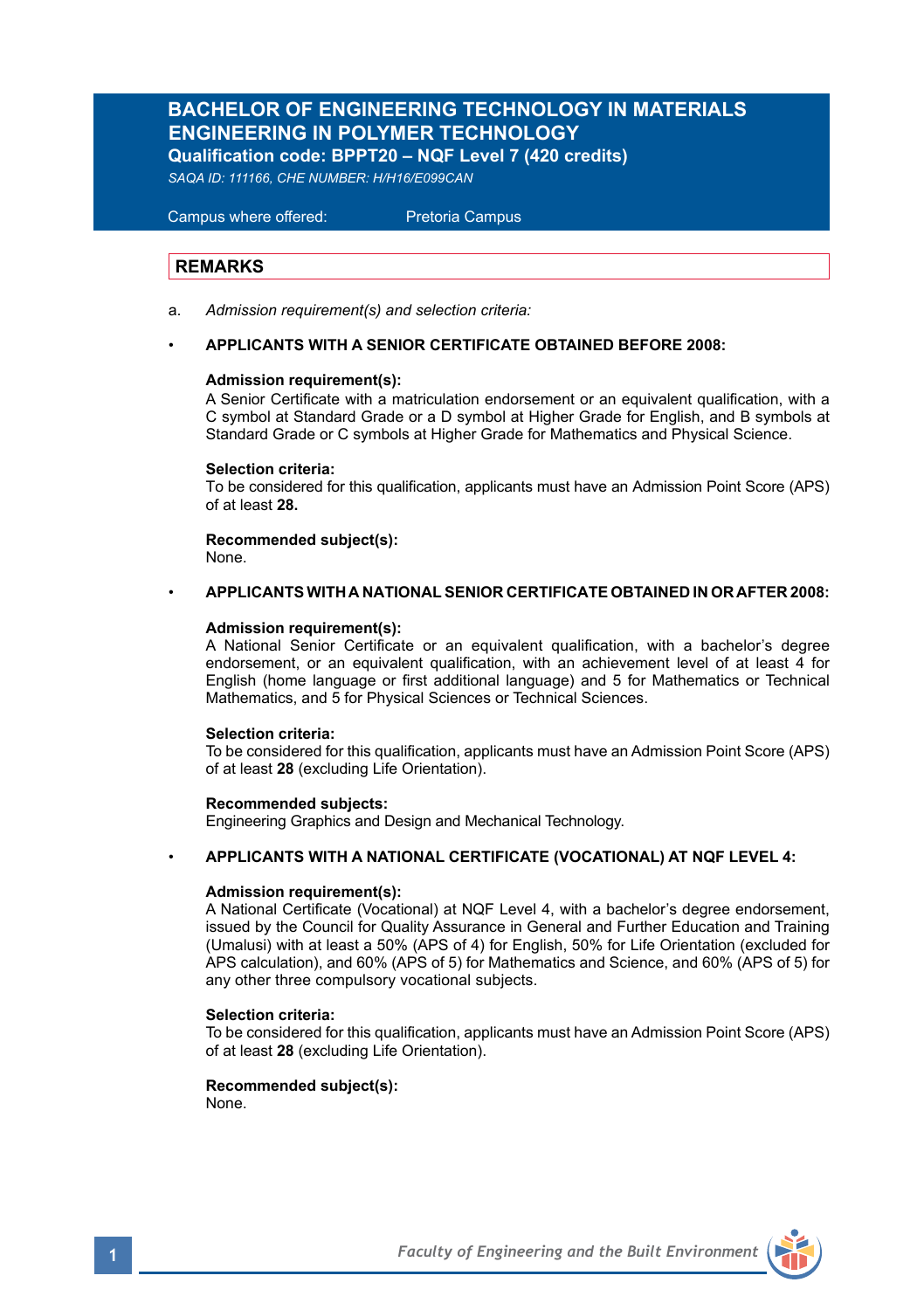# BACHELOR OF ENGINEERING TECHNOLOGY IN MATERIALS ENGINEERING IN POLYMER TECHNOLOGY

**Qualification code: BPPT20 – NQF Level 7 (420 credits)**

*SAQA ID: 111166, CHE NUMBER: H/H16/E099CAN*

Campus where offered: Pretoria Campus

## REMARKS

a. *Admission requirement(s) and selection criteria:*

- **APPLICANTS WITH A SENIOR CERTIFICATE OBTAINED BEFORE 2008:**

  **Admission requirement(s):**
  A Senior Certificate with a matriculation endorsement or an equivalent qualification, with a C symbol at Standard Grade or a D symbol at Higher Grade for English, and B symbols at Standard Grade or C symbols at Higher Grade for Mathematics and Physical Science.

  **Selection criteria:**
  To be considered for this qualification, applicants must have an Admission Point Score (APS) of at least **28.**

  **Recommended subject(s):**
  None.

- **APPLICANTS WITH A NATIONAL SENIOR CERTIFICATE OBTAINED IN OR AFTER 2008:**

  **Admission requirement(s):**
  A National Senior Certificate or an equivalent qualification, with a bachelor's degree endorsement, or an equivalent qualification, with an achievement level of at least 4 for English (home language or first additional language) and 5 for Mathematics or Technical Mathematics, and 5 for Physical Sciences or Technical Sciences.

  **Selection criteria:**
  To be considered for this qualification, applicants must have an Admission Point Score (APS) of at least **28** (excluding Life Orientation).

  **Recommended subjects:**
  Engineering Graphics and Design and Mechanical Technology.

- **APPLICANTS WITH A NATIONAL CERTIFICATE (VOCATIONAL) AT NQF LEVEL 4:**

  **Admission requirement(s):**
  A National Certificate (Vocational) at NQF Level 4, with a bachelor's degree endorsement, issued by the Council for Quality Assurance in General and Further Education and Training (Umalusi) with at least a 50% (APS of 4) for English, 50% for Life Orientation (excluded for APS calculation), and 60% (APS of 5) for Mathematics and Science, and 60% (APS of 5) for any other three compulsory vocational subjects.

  **Selection criteria:**
  To be considered for this qualification, applicants must have an Admission Point Score (APS) of at least **28** (excluding Life Orientation).

  **Recommended subject(s):**
  None.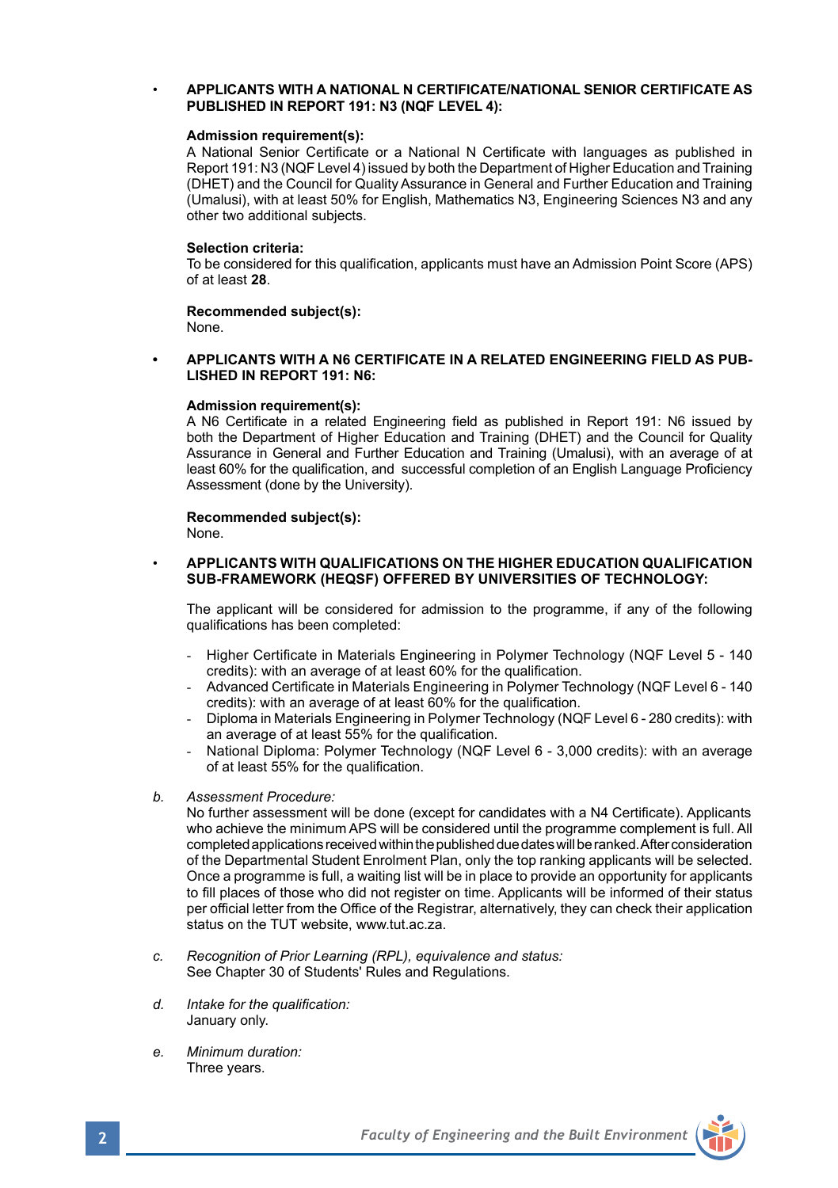- **APPLICANTS WITH A NATIONAL N CERTIFICATE/NATIONAL SENIOR CERTIFICATE AS PUBLISHED IN REPORT 191: N3 (NQF LEVEL 4):**

  **Admission requirement(s):**
  A National Senior Certificate or a National N Certificate with languages as published in Report 191: N3 (NQF Level 4) issued by both the Department of Higher Education and Training (DHET) and the Council for Quality Assurance in General and Further Education and Training (Umalusi), with at least 50% for English, Mathematics N3, Engineering Sciences N3 and any other two additional subjects.

  **Selection criteria:**
  To be considered for this qualification, applicants must have an Admission Point Score (APS) of at least **28**.

  **Recommended subject(s):**
  None.

- **APPLICANTS WITH A N6 CERTIFICATE IN A RELATED ENGINEERING FIELD AS PUBLISHED IN REPORT 191: N6:**

  **Admission requirement(s):**
  A N6 Certificate in a related Engineering field as published in Report 191: N6 issued by both the Department of Higher Education and Training (DHET) and the Council for Quality Assurance in General and Further Education and Training (Umalusi), with an average of at least 60% for the qualification, and successful completion of an English Language Proficiency Assessment (done by the University).

  **Recommended subject(s):**
  None.

- **APPLICANTS WITH QUALIFICATIONS ON THE HIGHER EDUCATION QUALIFICATION SUB-FRAMEWORK (HEQSF) OFFERED BY UNIVERSITIES OF TECHNOLOGY:**

  The applicant will be considered for admission to the programme, if any of the following qualifications has been completed:

  - Higher Certificate in Materials Engineering in Polymer Technology (NQF Level 5 - 140 credits): with an average of at least 60% for the qualification.
  - Advanced Certificate in Materials Engineering in Polymer Technology (NQF Level 6 - 140 credits): with an average of at least 60% for the qualification.
  - Diploma in Materials Engineering in Polymer Technology (NQF Level 6 - 280 credits): with an average of at least 55% for the qualification.
  - National Diploma: Polymer Technology (NQF Level 6 - 3,000 credits): with an average of at least 55% for the qualification.

b. *Assessment Procedure:*
No further assessment will be done (except for candidates with a N4 Certificate). Applicants who achieve the minimum APS will be considered until the programme complement is full. All completed applications received within the published due dates will be ranked. After consideration of the Departmental Student Enrolment Plan, only the top ranking applicants will be selected. Once a programme is full, a waiting list will be in place to provide an opportunity for applicants to fill places of those who did not register on time. Applicants will be informed of their status per official letter from the Office of the Registrar, alternatively, they can check their application status on the TUT website, www.tut.ac.za.

c. *Recognition of Prior Learning (RPL), equivalence and status:*
See Chapter 30 of Students' Rules and Regulations.

d. *Intake for the qualification:*
January only.

e. *Minimum duration:*
Three years.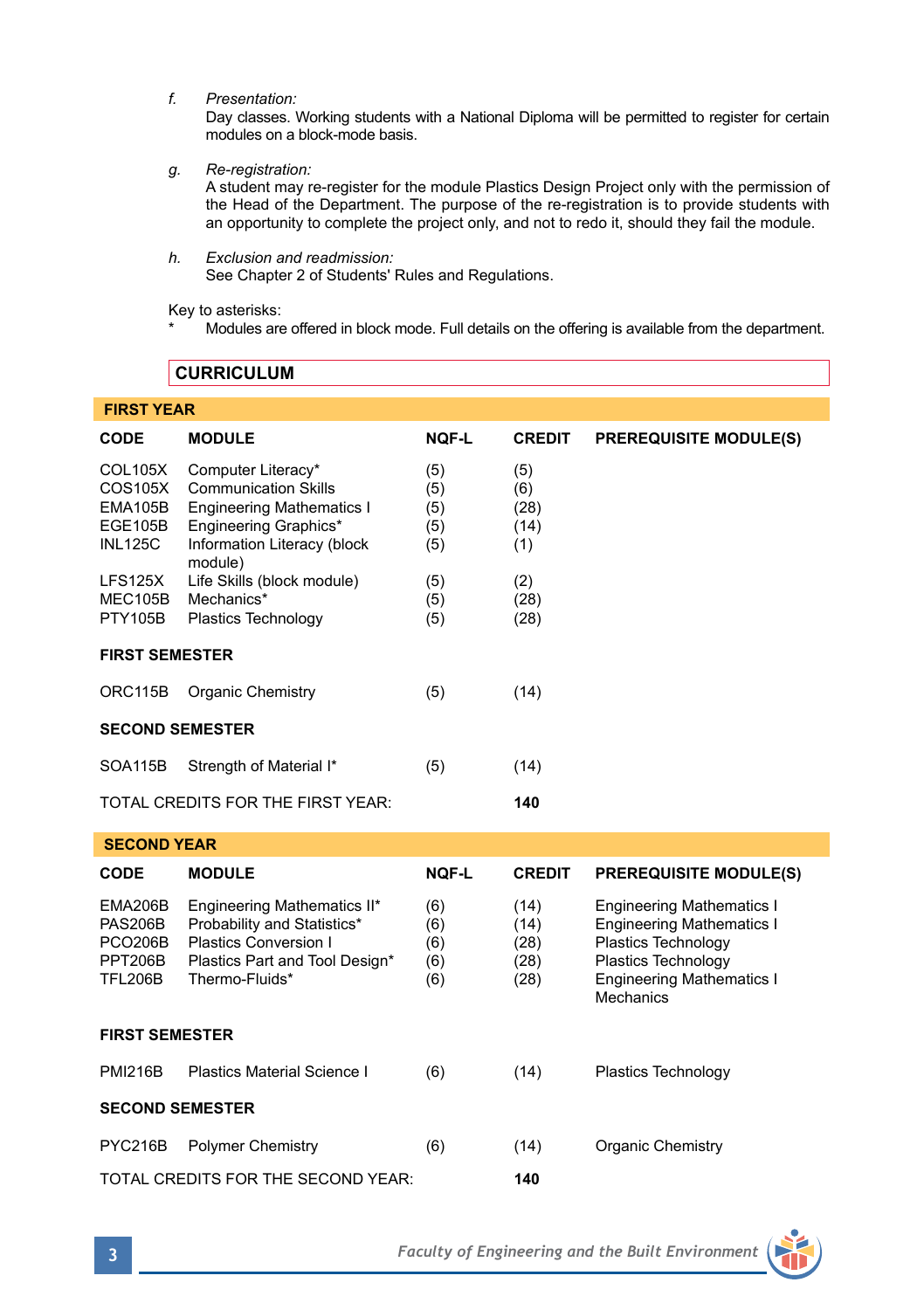*f. Presentation:*
Day classes. Working students with a National Diploma will be permitted to register for certain modules on a block-mode basis.

*g. Re-registration:*
A student may re-register for the module Plastics Design Project only with the permission of the Head of the Department. The purpose of the re-registration is to provide students with an opportunity to complete the project only, and not to redo it, should they fail the module.

*h. Exclusion and readmission:*
See Chapter 2 of Students' Rules and Regulations.

Key to asterisks:
\* Modules are offered in block mode. Full details on the offering is available from the department.

## CURRICULUM

### FIRST YEAR

| CODE | MODULE | NQF-L | CREDIT | PREREQUISITE MODULE(S) |
|---|---|---|---|---|
| COL105X | Computer Literacy* | (5) | (5) | |
| COS105X | Communication Skills | (5) | (6) | |
| EMA105B | Engineering Mathematics I | (5) | (28) | |
| EGE105B | Engineering Graphics* | (5) | (14) | |
| INL125C | Information Literacy (block module) | (5) | (1) | |
| LFS125X | Life Skills (block module) | (5) | (2) | |
| MEC105B | Mechanics* | (5) | (28) | |
| PTY105B | Plastics Technology | (5) | (28) | |
| **FIRST SEMESTER** | | | | |
| ORC115B | Organic Chemistry | (5) | (14) | |
| **SECOND SEMESTER** | | | | |
| SOA115B | Strength of Material I* | (5) | (14) | |
| TOTAL CREDITS FOR THE FIRST YEAR: | | | **140** | |

### SECOND YEAR

| CODE | MODULE | NQF-L | CREDIT | PREREQUISITE MODULE(S) |
|---|---|---|---|---|
| EMA206B | Engineering Mathematics II* | (6) | (14) | Engineering Mathematics I |
| PAS206B | Probability and Statistics* | (6) | (14) | Engineering Mathematics I |
| PCO206B | Plastics Conversion I | (6) | (28) | Plastics Technology |
| PPT206B | Plastics Part and Tool Design* | (6) | (28) | Plastics Technology |
| TFL206B | Thermo-Fluids* | (6) | (28) | Engineering Mathematics I<br>Mechanics |
| **FIRST SEMESTER** | | | | |
| PMI216B | Plastics Material Science I | (6) | (14) | Plastics Technology |
| **SECOND SEMESTER** | | | | |
| PYC216B | Polymer Chemistry | (6) | (14) | Organic Chemistry |
| TOTAL CREDITS FOR THE SECOND YEAR: | | | **140** | |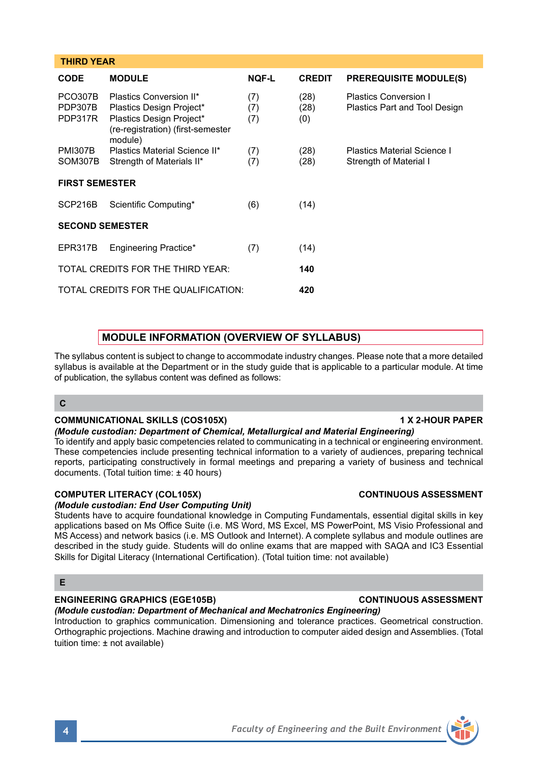## THIRD YEAR

| CODE | MODULE | NQF-L | CREDIT | PREREQUISITE MODULE(S) |
|---|---|---|---|---|
| PCO307B | Plastics Conversion II* | (7) | (28) | Plastics Conversion I |
| PDP307B | Plastics Design Project* | (7) | (28) | Plastics Part and Tool Design |
| PDP317R | Plastics Design Project* (re-registration) (first-semester module) | (7) | (0) | |
| PMI307B | Plastics Material Science II* | (7) | (28) | Plastics Material Science I |
| SOM307B | Strength of Materials II* | (7) | (28) | Strength of Material I |
| **FIRST SEMESTER** | | | | |
| SCP216B | Scientific Computing* | (6) | (14) | |
| **SECOND SEMESTER** | | | | |
| EPR317B | Engineering Practice* | (7) | (14) | |
| TOTAL CREDITS FOR THE THIRD YEAR: | | | **140** | |
| TOTAL CREDITS FOR THE QUALIFICATION: | | | **420** | |

## MODULE INFORMATION (OVERVIEW OF SYLLABUS)

The syllabus content is subject to change to accommodate industry changes. Please note that a more detailed syllabus is available at the Department or in the study guide that is applicable to a particular module. At time of publication, the syllabus content was defined as follows:

### C

**COMMUNICATIONAL SKILLS (COS105X)** **1 X 2-HOUR PAPER**

***(Module custodian: Department of Chemical, Metallurgical and Material Engineering)***

To identify and apply basic competencies related to communicating in a technical or engineering environment. These competencies include presenting technical information to a variety of audiences, preparing technical reports, participating constructively in formal meetings and preparing a variety of business and technical documents. (Total tuition time: ± 40 hours)

**COMPUTER LITERACY (COL105X)** **CONTINUOUS ASSESSMENT**

***(Module custodian: End User Computing Unit)***

Students have to acquire foundational knowledge in Computing Fundamentals, essential digital skills in key applications based on Ms Office Suite (i.e. MS Word, MS Excel, MS PowerPoint, MS Visio Professional and MS Access) and network basics (i.e. MS Outlook and Internet). A complete syllabus and module outlines are described in the study guide. Students will do online exams that are mapped with SAQA and IC3 Essential Skills for Digital Literacy (International Certification). (Total tuition time: not available)

### E

**ENGINEERING GRAPHICS (EGE105B)** **CONTINUOUS ASSESSMENT**

***(Module custodian: Department of Mechanical and Mechatronics Engineering)***

Introduction to graphics communication. Dimensioning and tolerance practices. Geometrical construction. Orthographic projections. Machine drawing and introduction to computer aided design and Assemblies. (Total tuition time: ± not available)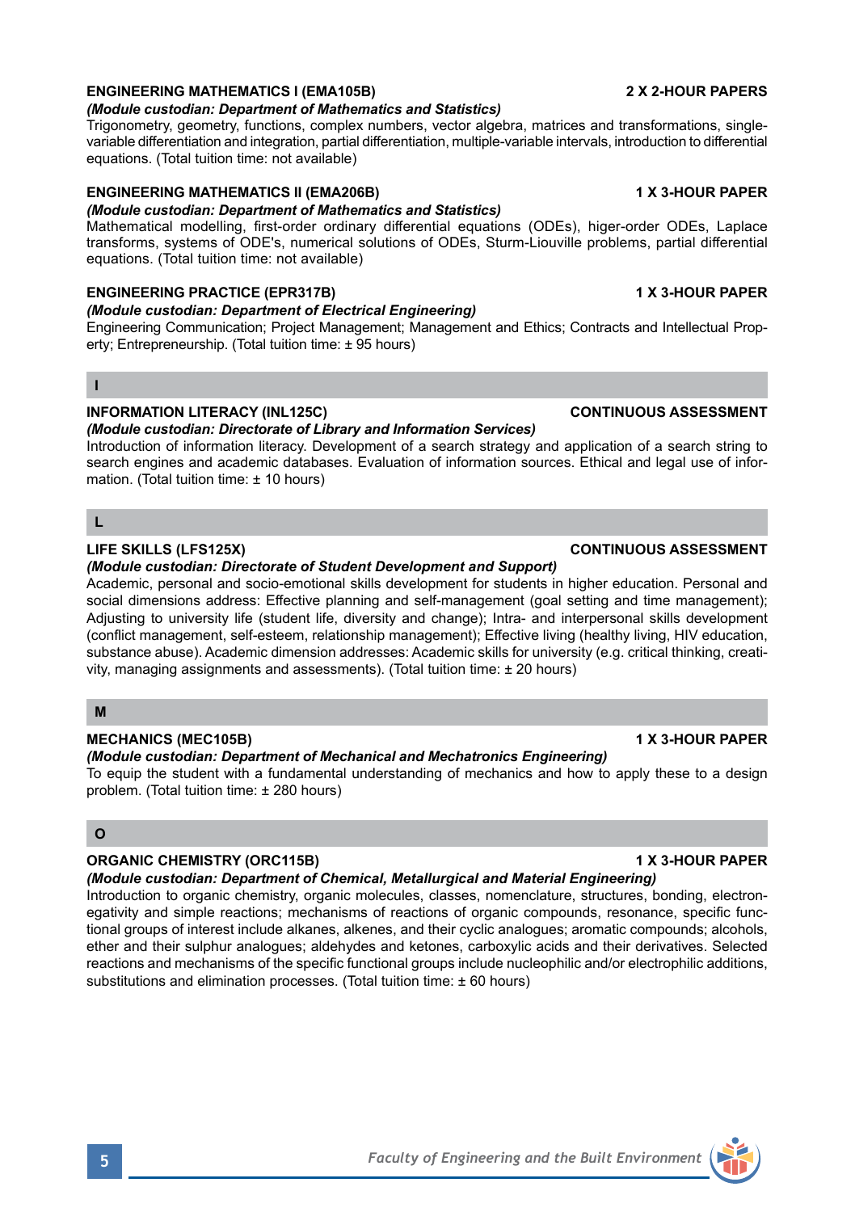**ENGINEERING MATHEMATICS I (EMA105B) — 2 X 2-HOUR PAPERS**

*(Module custodian: Department of Mathematics and Statistics)*

Trigonometry, geometry, functions, complex numbers, vector algebra, matrices and transformations, single-variable differentiation and integration, partial differentiation, multiple-variable intervals, introduction to differential equations. (Total tuition time: not available)

**ENGINEERING MATHEMATICS II (EMA206B) — 1 X 3-HOUR PAPER**

*(Module custodian: Department of Mathematics and Statistics)*

Mathematical modelling, first-order ordinary differential equations (ODEs), higer-order ODEs, Laplace transforms, systems of ODE's, numerical solutions of ODEs, Sturm-Liouville problems, partial differential equations. (Total tuition time: not available)

**ENGINEERING PRACTICE (EPR317B) — 1 X 3-HOUR PAPER**

*(Module custodian: Department of Electrical Engineering)*

Engineering Communication; Project Management; Management and Ethics; Contracts and Intellectual Property; Entrepreneurship. (Total tuition time: ± 95 hours)

## I

**INFORMATION LITERACY (INL125C) — CONTINUOUS ASSESSMENT**

*(Module custodian: Directorate of Library and Information Services)*

Introduction of information literacy. Development of a search strategy and application of a search string to search engines and academic databases. Evaluation of information sources. Ethical and legal use of information. (Total tuition time: ± 10 hours)

## L

**LIFE SKILLS (LFS125X) — CONTINUOUS ASSESSMENT**

*(Module custodian: Directorate of Student Development and Support)*

Academic, personal and socio-emotional skills development for students in higher education. Personal and social dimensions address: Effective planning and self-management (goal setting and time management); Adjusting to university life (student life, diversity and change); Intra- and interpersonal skills development (conflict management, self-esteem, relationship management); Effective living (healthy living, HIV education, substance abuse). Academic dimension addresses: Academic skills for university (e.g. critical thinking, creativity, managing assignments and assessments). (Total tuition time: ± 20 hours)

## M

**MECHANICS (MEC105B) — 1 X 3-HOUR PAPER**

*(Module custodian: Department of Mechanical and Mechatronics Engineering)*

To equip the student with a fundamental understanding of mechanics and how to apply these to a design problem. (Total tuition time: ± 280 hours)

## O

**ORGANIC CHEMISTRY (ORC115B) — 1 X 3-HOUR PAPER**

*(Module custodian: Department of Chemical, Metallurgical and Material Engineering)*

Introduction to organic chemistry, organic molecules, classes, nomenclature, structures, bonding, electronegativity and simple reactions; mechanisms of reactions of organic compounds, resonance, specific functional groups of interest include alkanes, alkenes, and their cyclic analogues; aromatic compounds; alcohols, ether and their sulphur analogues; aldehydes and ketones, carboxylic acids and their derivatives. Selected reactions and mechanisms of the specific functional groups include nucleophilic and/or electrophilic additions, substitutions and elimination processes. (Total tuition time: ± 60 hours)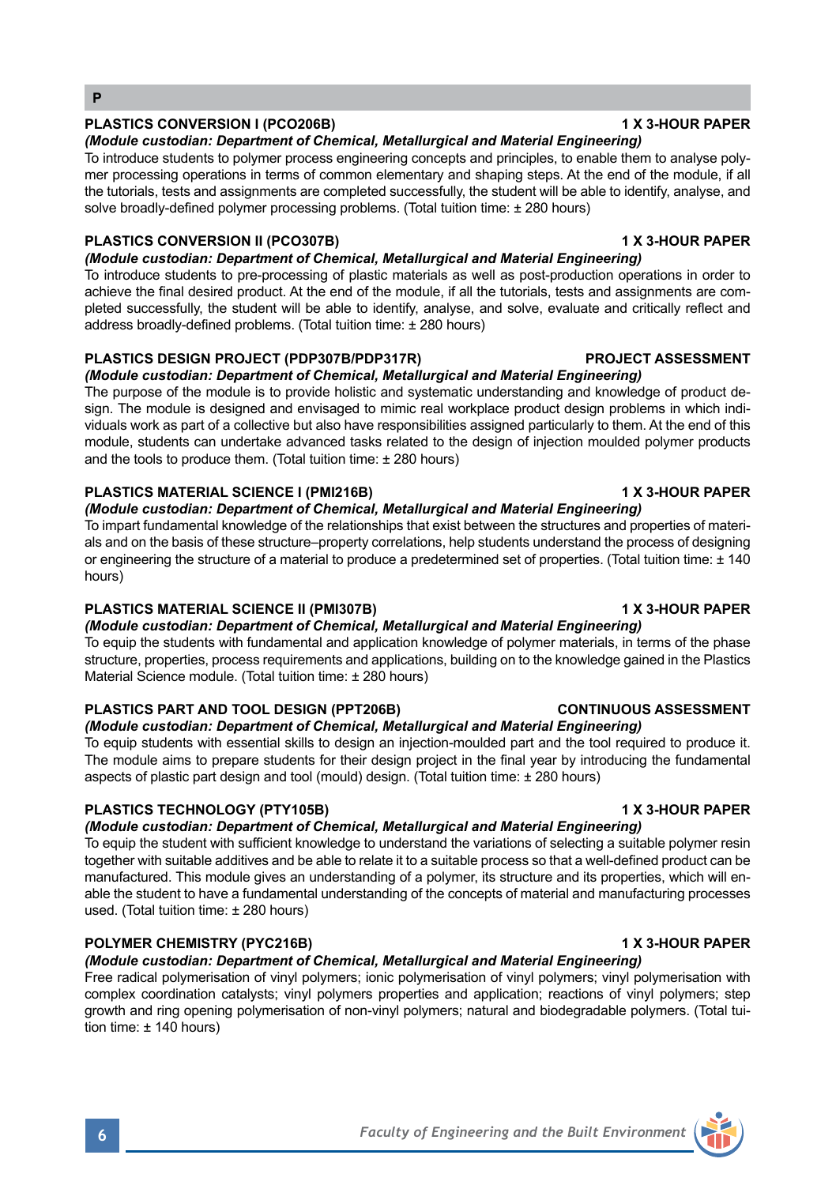## P

### PLASTICS CONVERSION I (PCO206B) — 1 X 3-HOUR PAPER

*(Module custodian: Department of Chemical, Metallurgical and Material Engineering)*

To introduce students to polymer process engineering concepts and principles, to enable them to analyse polymer processing operations in terms of common elementary and shaping steps. At the end of the module, if all the tutorials, tests and assignments are completed successfully, the student will be able to identify, analyse, and solve broadly-defined polymer processing problems. (Total tuition time: ± 280 hours)

### PLASTICS CONVERSION II (PCO307B) — 1 X 3-HOUR PAPER

*(Module custodian: Department of Chemical, Metallurgical and Material Engineering)*

To introduce students to pre-processing of plastic materials as well as post-production operations in order to achieve the final desired product. At the end of the module, if all the tutorials, tests and assignments are completed successfully, the student will be able to identify, analyse, and solve, evaluate and critically reflect and address broadly-defined problems. (Total tuition time: ± 280 hours)

### PLASTICS DESIGN PROJECT (PDP307B/PDP317R) — PROJECT ASSESSMENT

*(Module custodian: Department of Chemical, Metallurgical and Material Engineering)*

The purpose of the module is to provide holistic and systematic understanding and knowledge of product design. The module is designed and envisaged to mimic real workplace product design problems in which individuals work as part of a collective but also have responsibilities assigned particularly to them. At the end of this module, students can undertake advanced tasks related to the design of injection moulded polymer products and the tools to produce them. (Total tuition time: ± 280 hours)

### PLASTICS MATERIAL SCIENCE I (PMI216B) — 1 X 3-HOUR PAPER

*(Module custodian: Department of Chemical, Metallurgical and Material Engineering)*

To impart fundamental knowledge of the relationships that exist between the structures and properties of materials and on the basis of these structure–property correlations, help students understand the process of designing or engineering the structure of a material to produce a predetermined set of properties. (Total tuition time: ± 140 hours)

### PLASTICS MATERIAL SCIENCE II (PMI307B) — 1 X 3-HOUR PAPER

*(Module custodian: Department of Chemical, Metallurgical and Material Engineering)*

To equip the students with fundamental and application knowledge of polymer materials, in terms of the phase structure, properties, process requirements and applications, building on to the knowledge gained in the Plastics Material Science module. (Total tuition time: ± 280 hours)

### PLASTICS PART AND TOOL DESIGN (PPT206B) — CONTINUOUS ASSESSMENT

*(Module custodian: Department of Chemical, Metallurgical and Material Engineering)*

To equip students with essential skills to design an injection-moulded part and the tool required to produce it. The module aims to prepare students for their design project in the final year by introducing the fundamental aspects of plastic part design and tool (mould) design. (Total tuition time: ± 280 hours)

### PLASTICS TECHNOLOGY (PTY105B) — 1 X 3-HOUR PAPER

*(Module custodian: Department of Chemical, Metallurgical and Material Engineering)*

To equip the student with sufficient knowledge to understand the variations of selecting a suitable polymer resin together with suitable additives and be able to relate it to a suitable process so that a well-defined product can be manufactured. This module gives an understanding of a polymer, its structure and its properties, which will enable the student to have a fundamental understanding of the concepts of material and manufacturing processes used. (Total tuition time: ± 280 hours)

### POLYMER CHEMISTRY (PYC216B) — 1 X 3-HOUR PAPER

*(Module custodian: Department of Chemical, Metallurgical and Material Engineering)*

Free radical polymerisation of vinyl polymers; ionic polymerisation of vinyl polymers; vinyl polymerisation with complex coordination catalysts; vinyl polymers properties and application; reactions of vinyl polymers; step growth and ring opening polymerisation of non-vinyl polymers; natural and biodegradable polymers. (Total tuition time: ± 140 hours)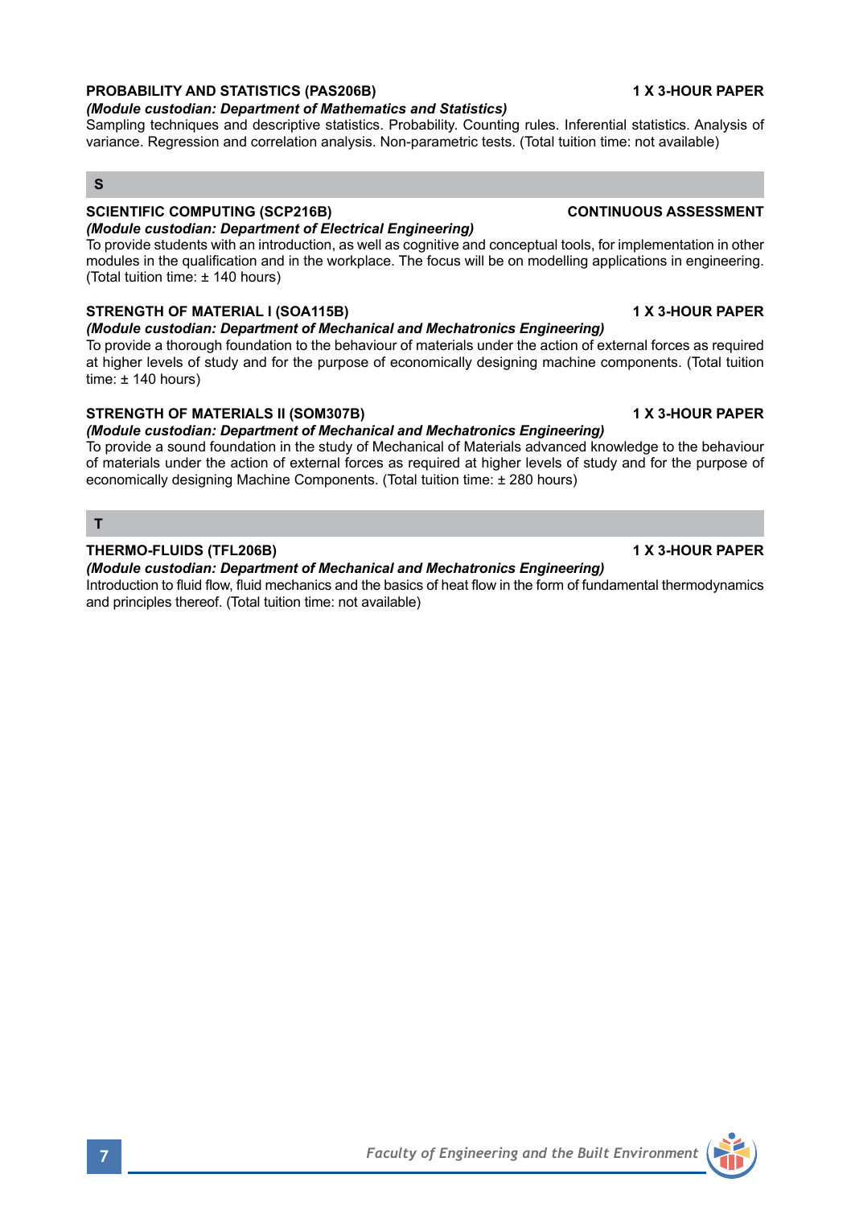**PROBABILITY AND STATISTICS (PAS206B)** **1 X 3-HOUR PAPER**

***(Module custodian: Department of Mathematics and Statistics)***

Sampling techniques and descriptive statistics. Probability. Counting rules. Inferential statistics. Analysis of variance. Regression and correlation analysis. Non-parametric tests. (Total tuition time: not available)

## S

**SCIENTIFIC COMPUTING (SCP216B)** **CONTINUOUS ASSESSMENT**

***(Module custodian: Department of Electrical Engineering)***

To provide students with an introduction, as well as cognitive and conceptual tools, for implementation in other modules in the qualification and in the workplace. The focus will be on modelling applications in engineering. (Total tuition time: ± 140 hours)

**STRENGTH OF MATERIAL I (SOA115B)** **1 X 3-HOUR PAPER**

***(Module custodian: Department of Mechanical and Mechatronics Engineering)***

To provide a thorough foundation to the behaviour of materials under the action of external forces as required at higher levels of study and for the purpose of economically designing machine components. (Total tuition time: ± 140 hours)

**STRENGTH OF MATERIALS II (SOM307B)** **1 X 3-HOUR PAPER**

***(Module custodian: Department of Mechanical and Mechatronics Engineering)***

To provide a sound foundation in the study of Mechanical of Materials advanced knowledge to the behaviour of materials under the action of external forces as required at higher levels of study and for the purpose of economically designing Machine Components. (Total tuition time: ± 280 hours)

## T

**THERMO-FLUIDS (TFL206B)** **1 X 3-HOUR PAPER**

***(Module custodian: Department of Mechanical and Mechatronics Engineering)***

Introduction to fluid flow, fluid mechanics and the basics of heat flow in the form of fundamental thermodynamics and principles thereof. (Total tuition time: not available)